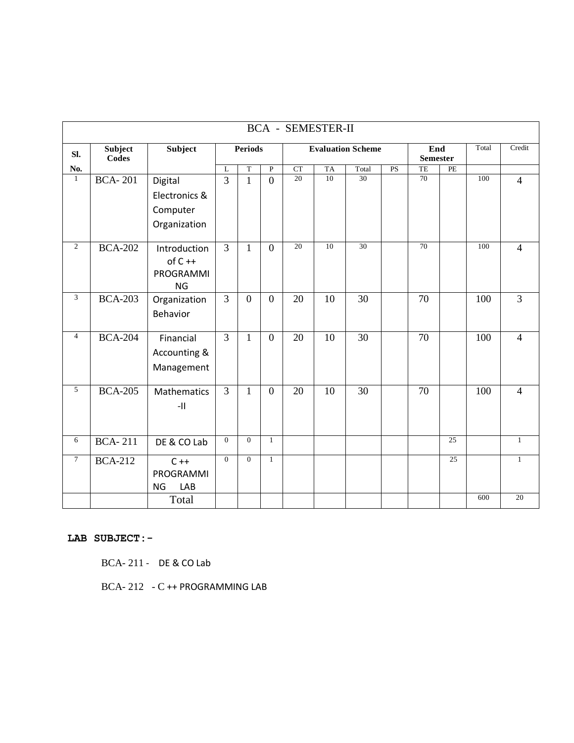| BCA - SEMESTER-II | | | | | | | | | | | | | |
|---|---|---|---|---|---|---|---|---|---|---|---|---|---|
| Sl. No. | Subject Codes | Subject | Periods | | | Evaluation Scheme | | | | End Semester | | Total | Credit |
| | | | L | T | P | CT | TA | Total | PS | TE | PE | | |
| 1 | BCA- 201 | Digital Electronics & Computer Organization | 3 | 1 | 0 | 20 | 10 | 30 | | 70 | | 100 | 4 |
| 2 | BCA-202 | Introduction of C ++ PROGRAMMING | 3 | 1 | 0 | 20 | 10 | 30 | | 70 | | 100 | 4 |
| 3 | BCA-203 | Organization Behavior | 3 | 0 | 0 | 20 | 10 | 30 | | 70 | | 100 | 3 |
| 4 | BCA-204 | Financial Accounting & Management | 3 | 1 | 0 | 20 | 10 | 30 | | 70 | | 100 | 4 |
| 5 | BCA-205 | Mathematics -II | 3 | 1 | 0 | 20 | 10 | 30 | | 70 | | 100 | 4 |
| 6 | BCA- 211 | DE & CO Lab | 0 | 0 | 1 | | | | | | 25 | | 1 |
| 7 | BCA-212 | C ++ PROGRAMMING LAB | 0 | 0 | 1 | | | | | | 25 | | 1 |
| | | Total | | | | | | | | | | 600 | 20 |

**LAB SUBJECT:-**

BCA- 211 - DE & CO Lab

BCA- 212 - C ++ PROGRAMMING LAB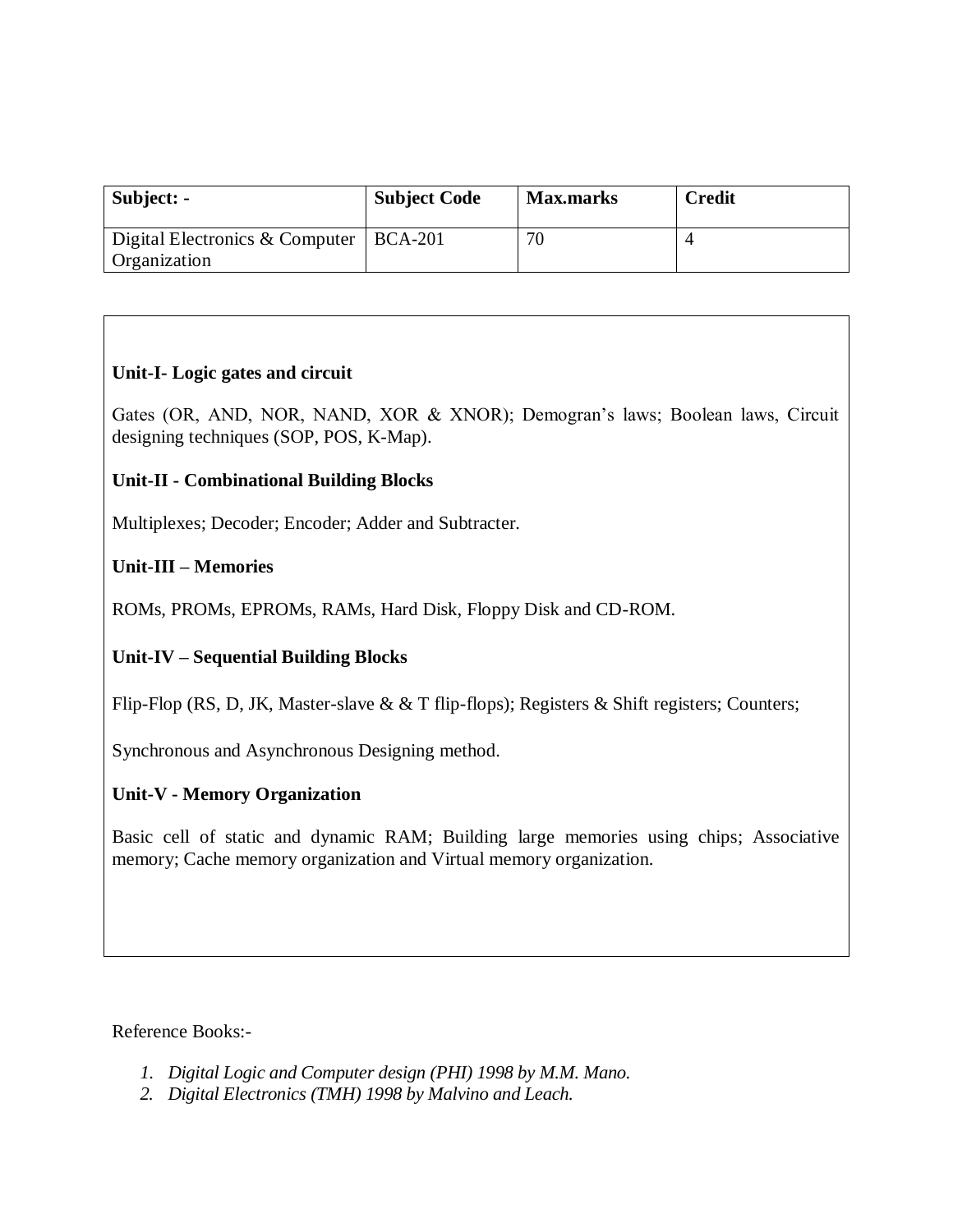| Subject: - | Subject Code | Max.marks | Credit |
|---|---|---|---|
| Digital Electronics & Computer Organization | BCA-201 | 70 | 4 |

**Unit-I- Logic gates and circuit**

Gates (OR, AND, NOR, NAND, XOR & XNOR); Demogran's laws; Boolean laws, Circuit designing techniques (SOP, POS, K-Map).

**Unit-II - Combinational Building Blocks**

Multiplexes; Decoder; Encoder; Adder and Subtracter.

**Unit-III – Memories**

ROMs, PROMs, EPROMs, RAMs, Hard Disk, Floppy Disk and CD-ROM.

**Unit-IV – Sequential Building Blocks**

Flip-Flop (RS, D, JK, Master-slave & & T flip-flops); Registers & Shift registers; Counters;

Synchronous and Asynchronous Designing method.

**Unit-V - Memory Organization**

Basic cell of static and dynamic RAM; Building large memories using chips; Associative memory; Cache memory organization and Virtual memory organization.

Reference Books:-

1. *Digital Logic and Computer design (PHI) 1998 by M.M. Mano.*
2. *Digital Electronics (TMH) 1998 by Malvino and Leach.*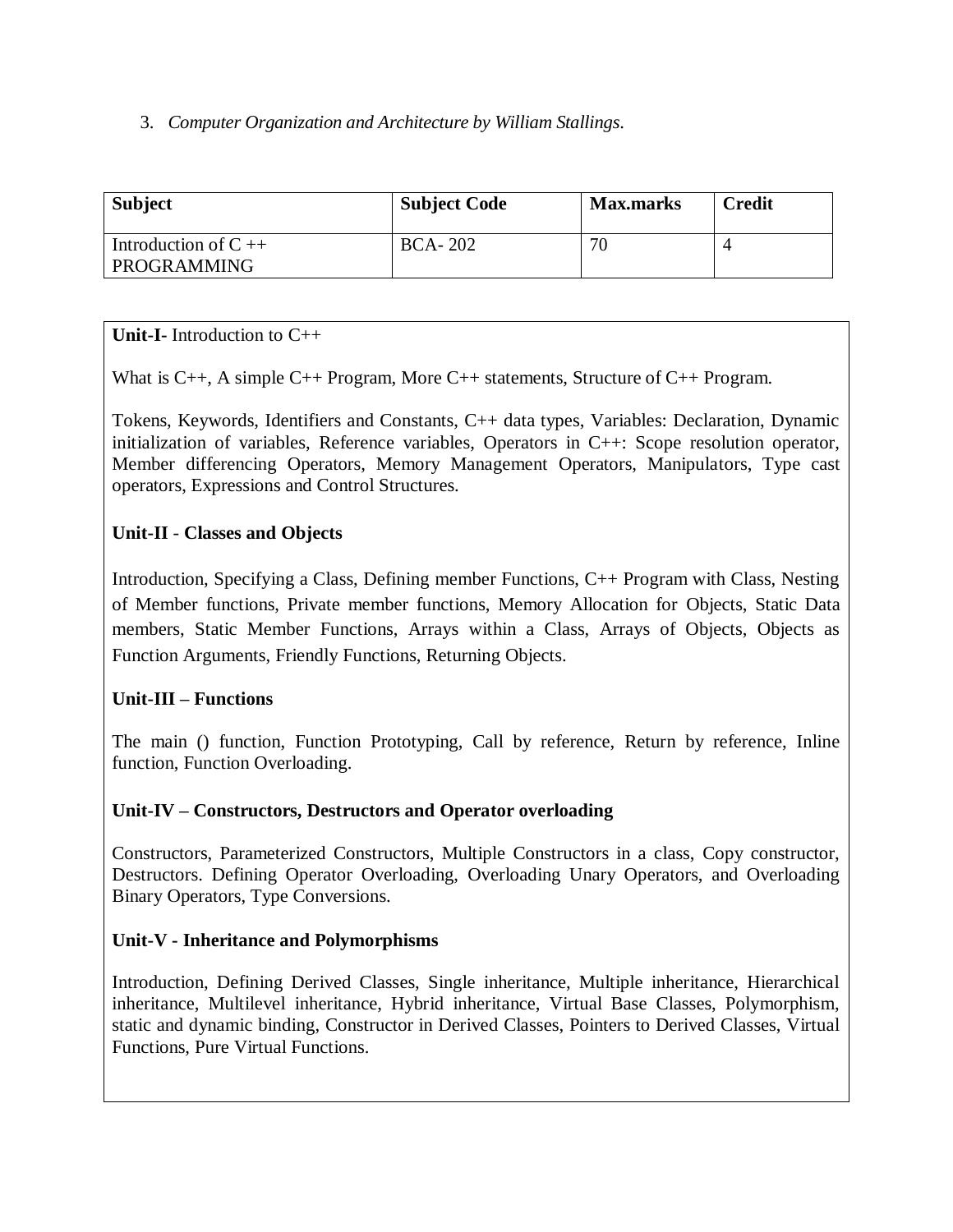3. *Computer Organization and Architecture by William Stallings.*

| Subject | Subject Code | Max.marks | Credit |
|---|---|---|---|
| Introduction of C ++ PROGRAMMING | BCA- 202 | 70 | 4 |

**Unit-I-** Introduction to C++

What is C++, A simple C++ Program, More C++ statements, Structure of C++ Program.

Tokens, Keywords, Identifiers and Constants, C++ data types, Variables: Declaration, Dynamic initialization of variables, Reference variables, Operators in C++: Scope resolution operator, Member differencing Operators, Memory Management Operators, Manipulators, Type cast operators, Expressions and Control Structures.

**Unit-II - Classes and Objects**

Introduction, Specifying a Class, Defining member Functions, C++ Program with Class, Nesting of Member functions, Private member functions, Memory Allocation for Objects, Static Data members, Static Member Functions, Arrays within a Class, Arrays of Objects, Objects as Function Arguments, Friendly Functions, Returning Objects.

**Unit-III – Functions**

The main () function, Function Prototyping, Call by reference, Return by reference, Inline function, Function Overloading.

**Unit-IV – Constructors, Destructors and Operator overloading**

Constructors, Parameterized Constructors, Multiple Constructors in a class, Copy constructor, Destructors. Defining Operator Overloading, Overloading Unary Operators, and Overloading Binary Operators, Type Conversions.

**Unit-V - Inheritance and Polymorphisms**

Introduction, Defining Derived Classes, Single inheritance, Multiple inheritance, Hierarchical inheritance, Multilevel inheritance, Hybrid inheritance, Virtual Base Classes, Polymorphism, static and dynamic binding, Constructor in Derived Classes, Pointers to Derived Classes, Virtual Functions, Pure Virtual Functions.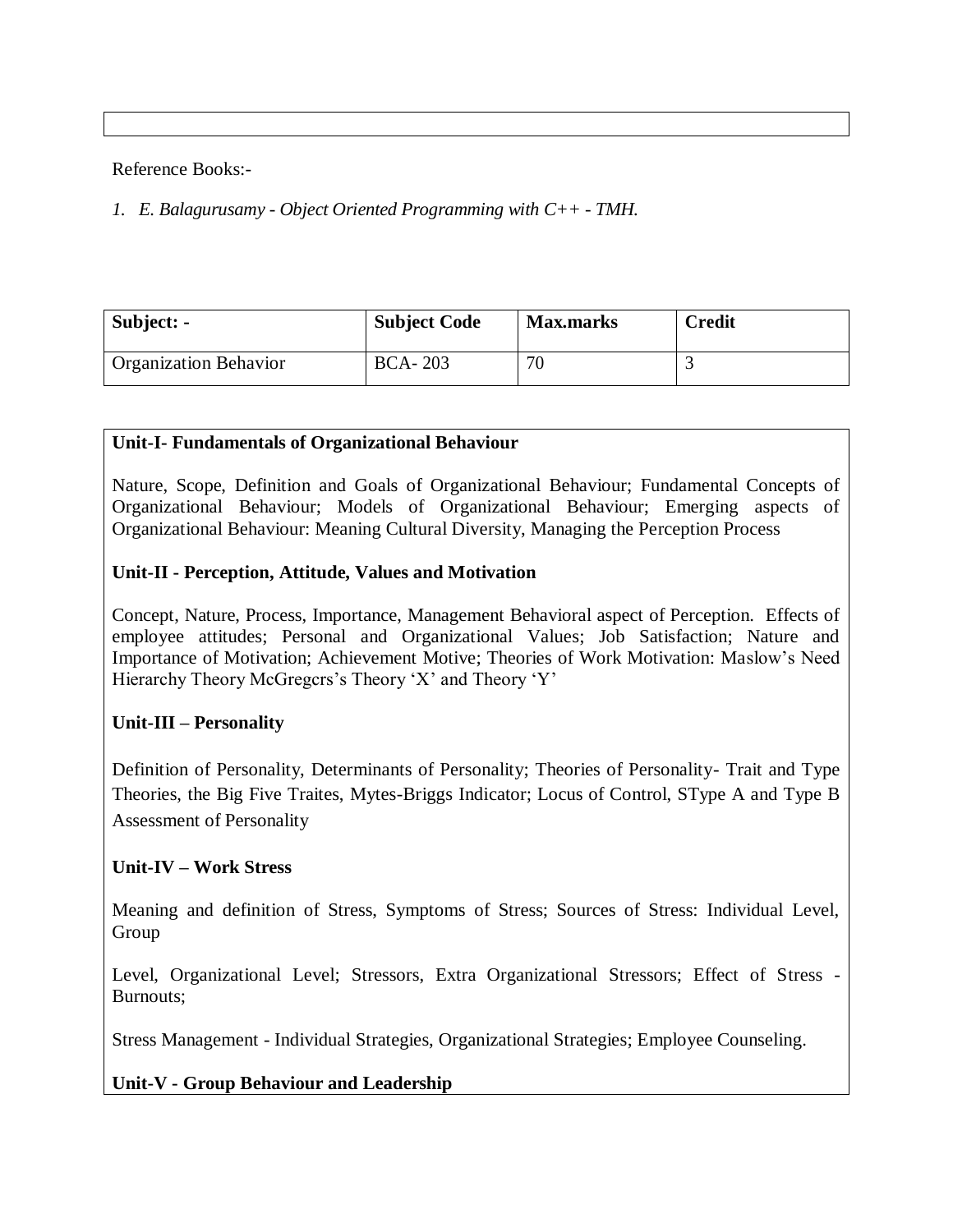Reference Books:-

1. *E. Balagurusamy - Object Oriented Programming with C++ - TMH.*

| Subject: - | Subject Code | Max.marks | Credit |
|---|---|---|---|
| Organization Behavior | BCA- 203 | 70 | 3 |

**Unit-I- Fundamentals of Organizational Behaviour**

Nature, Scope, Definition and Goals of Organizational Behaviour; Fundamental Concepts of Organizational Behaviour; Models of Organizational Behaviour; Emerging aspects of Organizational Behaviour: Meaning Cultural Diversity, Managing the Perception Process

**Unit-II - Perception, Attitude, Values and Motivation**

Concept, Nature, Process, Importance, Management Behavioral aspect of Perception. Effects of employee attitudes; Personal and Organizational Values; Job Satisfaction; Nature and Importance of Motivation; Achievement Motive; Theories of Work Motivation: Maslow's Need Hierarchy Theory McGregcrs's Theory 'X' and Theory 'Y'

**Unit-III – Personality**

Definition of Personality, Determinants of Personality; Theories of Personality- Trait and Type Theories, the Big Five Traites, Mytes-Briggs Indicator; Locus of Control, SType A and Type B Assessment of Personality

**Unit-IV – Work Stress**

Meaning and definition of Stress, Symptoms of Stress; Sources of Stress: Individual Level, Group

Level, Organizational Level; Stressors, Extra Organizational Stressors; Effect of Stress - Burnouts;

Stress Management - Individual Strategies, Organizational Strategies; Employee Counseling.

**Unit-V - Group Behaviour and Leadership**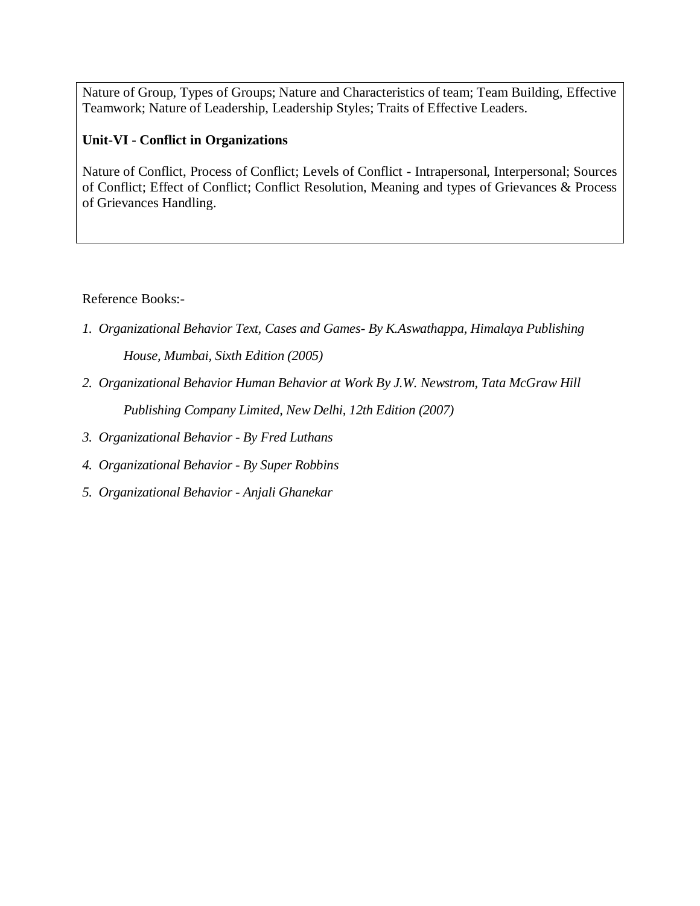Nature of Group, Types of Groups; Nature and Characteristics of team; Team Building, Effective Teamwork; Nature of Leadership, Leadership Styles; Traits of Effective Leaders.

**Unit-VI - Conflict in Organizations**

Nature of Conflict, Process of Conflict; Levels of Conflict - Intrapersonal, Interpersonal; Sources of Conflict; Effect of Conflict; Conflict Resolution, Meaning and types of Grievances & Process of Grievances Handling.

Reference Books:-

1. *Organizational Behavior Text, Cases and Games- By K.Aswathappa, Himalaya Publishing House, Mumbai, Sixth Edition (2005)*
2. *Organizational Behavior Human Behavior at Work By J.W. Newstrom, Tata McGraw Hill Publishing Company Limited, New Delhi, 12th Edition (2007)*
3. *Organizational Behavior - By Fred Luthans*
4. *Organizational Behavior - By Super Robbins*
5. *Organizational Behavior - Anjali Ghanekar*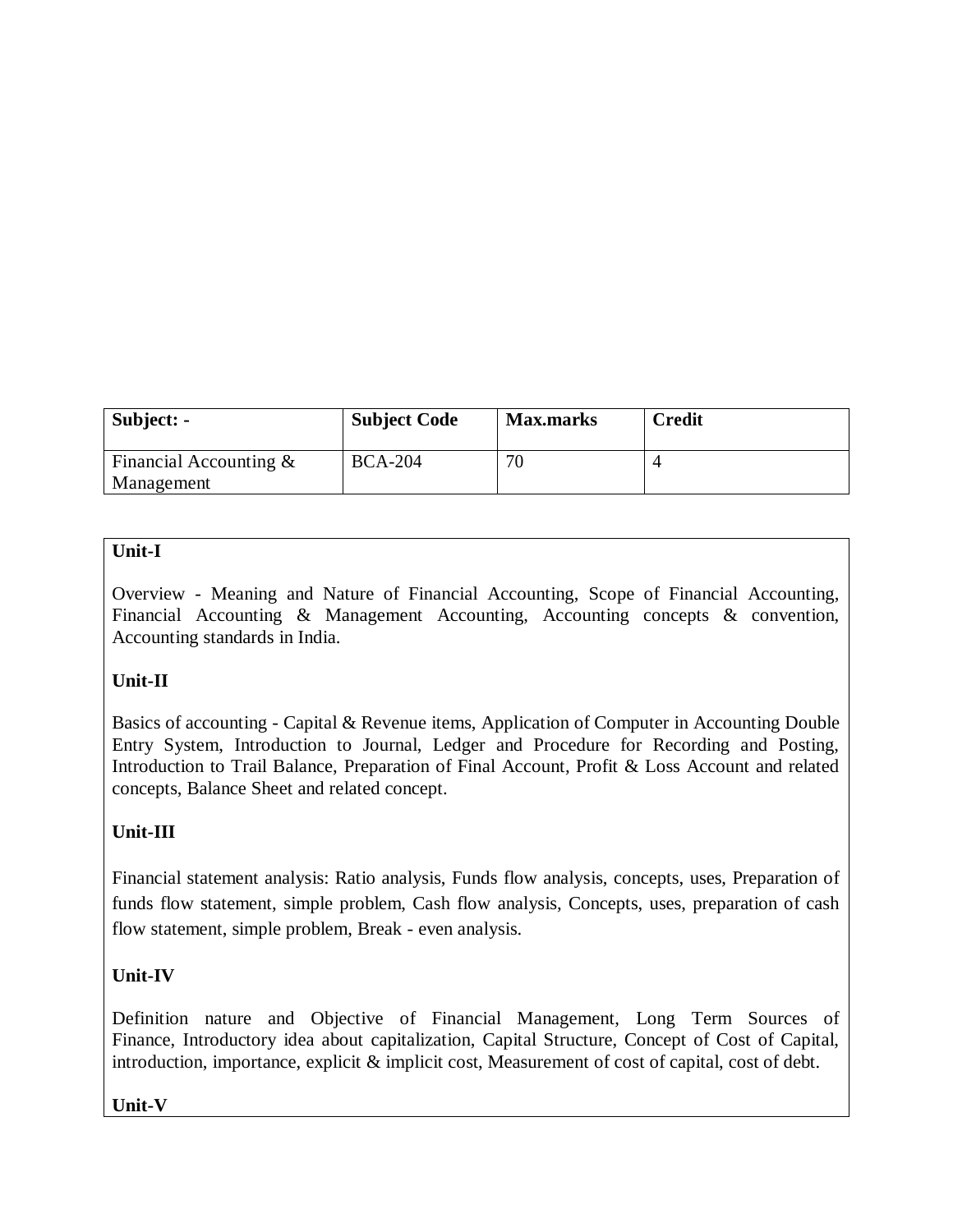| Subject: - | Subject Code | Max.marks | Credit |
|---|---|---|---|
| Financial Accounting & Management | BCA-204 | 70 | 4 |

**Unit-I**

Overview - Meaning and Nature of Financial Accounting, Scope of Financial Accounting, Financial Accounting & Management Accounting, Accounting concepts & convention, Accounting standards in India.

**Unit-II**

Basics of accounting - Capital & Revenue items, Application of Computer in Accounting Double Entry System, Introduction to Journal, Ledger and Procedure for Recording and Posting, Introduction to Trail Balance, Preparation of Final Account, Profit & Loss Account and related concepts, Balance Sheet and related concept.

**Unit-III**

Financial statement analysis: Ratio analysis, Funds flow analysis, concepts, uses, Preparation of funds flow statement, simple problem, Cash flow analysis, Concepts, uses, preparation of cash flow statement, simple problem, Break - even analysis.

**Unit-IV**

Definition nature and Objective of Financial Management, Long Term Sources of Finance, Introductory idea about capitalization, Capital Structure, Concept of Cost of Capital, introduction, importance, explicit & implicit cost, Measurement of cost of capital, cost of debt.

**Unit-V**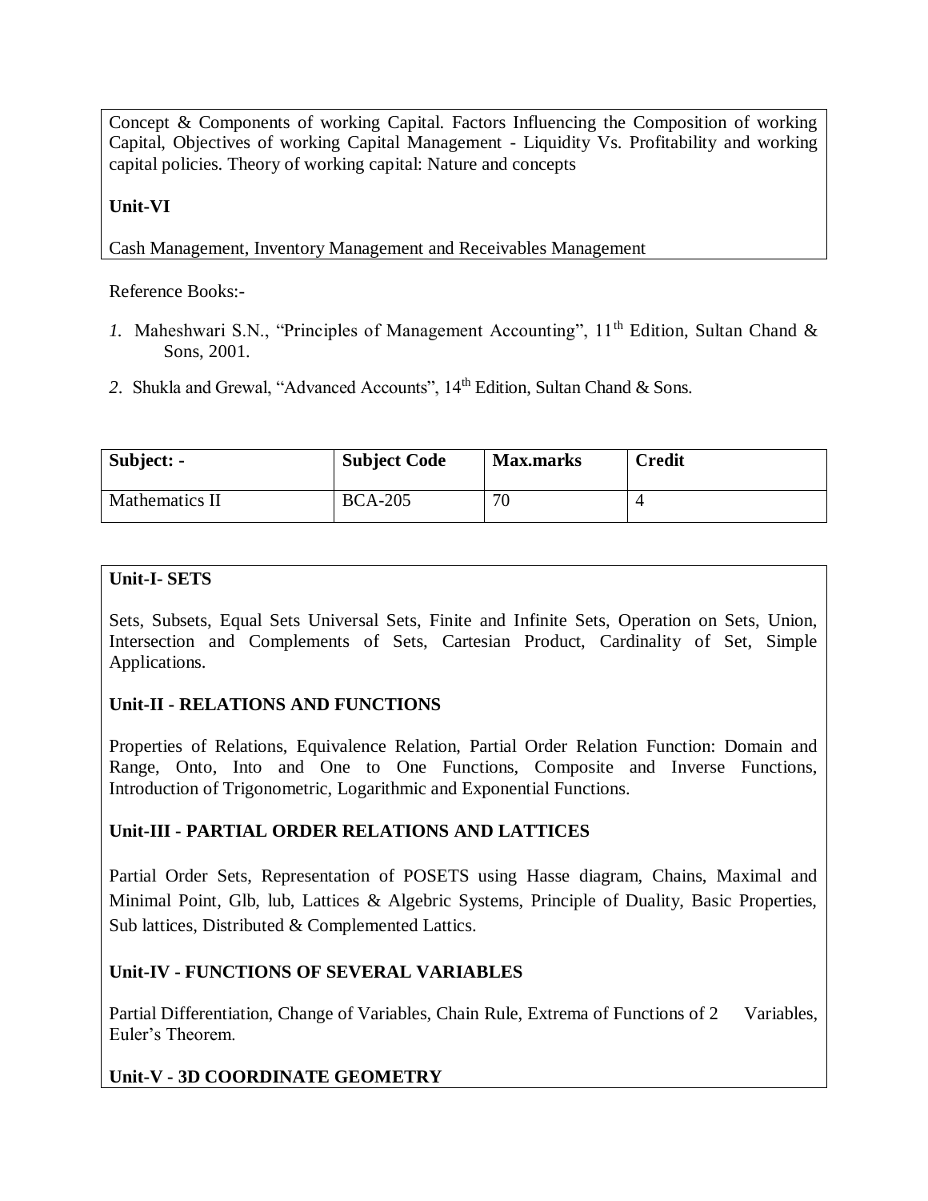Concept & Components of working Capital. Factors Influencing the Composition of working Capital, Objectives of working Capital Management - Liquidity Vs. Profitability and working capital policies. Theory of working capital: Nature and concepts

**Unit-VI**

Cash Management, Inventory Management and Receivables Management

Reference Books:-

1. Maheshwari S.N., "Principles of Management Accounting", 11th Edition, Sultan Chand & Sons, 2001.
2. Shukla and Grewal, "Advanced Accounts", 14th Edition, Sultan Chand & Sons.

| Subject: - | Subject Code | Max.marks | Credit |
|---|---|---|---|
| Mathematics II | BCA-205 | 70 | 4 |

**Unit-I- SETS**

Sets, Subsets, Equal Sets Universal Sets, Finite and Infinite Sets, Operation on Sets, Union, Intersection and Complements of Sets, Cartesian Product, Cardinality of Set, Simple Applications.

**Unit-II - RELATIONS AND FUNCTIONS**

Properties of Relations, Equivalence Relation, Partial Order Relation Function: Domain and Range, Onto, Into and One to One Functions, Composite and Inverse Functions, Introduction of Trigonometric, Logarithmic and Exponential Functions.

**Unit-III - PARTIAL ORDER RELATIONS AND LATTICES**

Partial Order Sets, Representation of POSETS using Hasse diagram, Chains, Maximal and Minimal Point, Glb, lub, Lattices & Algebric Systems, Principle of Duality, Basic Properties, Sub lattices, Distributed & Complemented Lattics.

**Unit-IV - FUNCTIONS OF SEVERAL VARIABLES**

Partial Differentiation, Change of Variables, Chain Rule, Extrema of Functions of 2 Variables, Euler's Theorem.

**Unit-V - 3D COORDINATE GEOMETRY**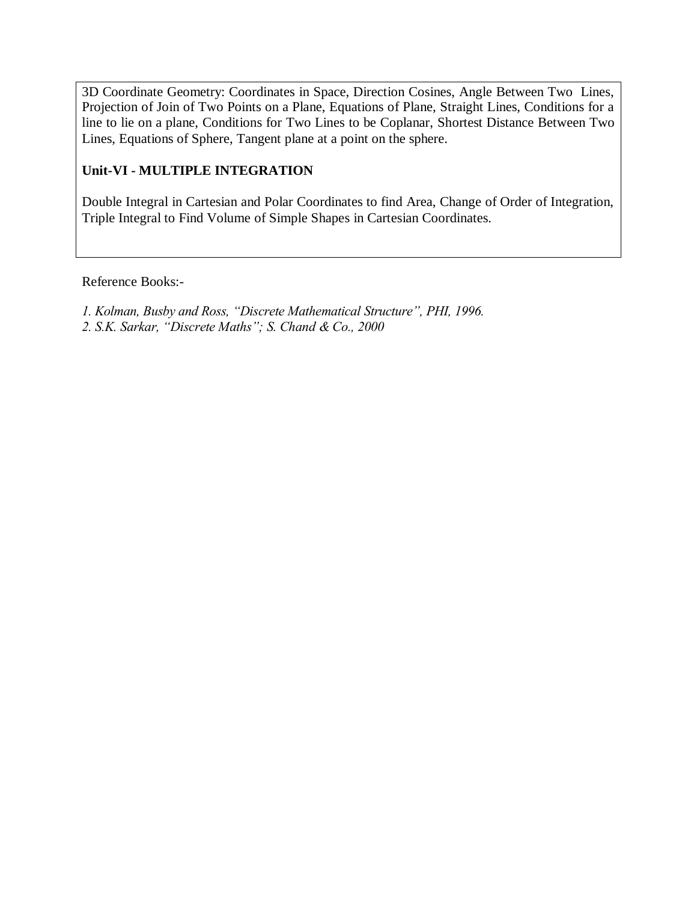3D Coordinate Geometry: Coordinates in Space, Direction Cosines, Angle Between Two Lines, Projection of Join of Two Points on a Plane, Equations of Plane, Straight Lines, Conditions for a line to lie on a plane, Conditions for Two Lines to be Coplanar, Shortest Distance Between Two Lines, Equations of Sphere, Tangent plane at a point on the sphere.

**Unit-VI - MULTIPLE INTEGRATION**

Double Integral in Cartesian and Polar Coordinates to find Area, Change of Order of Integration, Triple Integral to Find Volume of Simple Shapes in Cartesian Coordinates.

Reference Books:-

*1. Kolman, Busby and Ross, "Discrete Mathematical Structure", PHI, 1996.*
*2. S.K. Sarkar, "Discrete Maths"; S. Chand & Co., 2000*